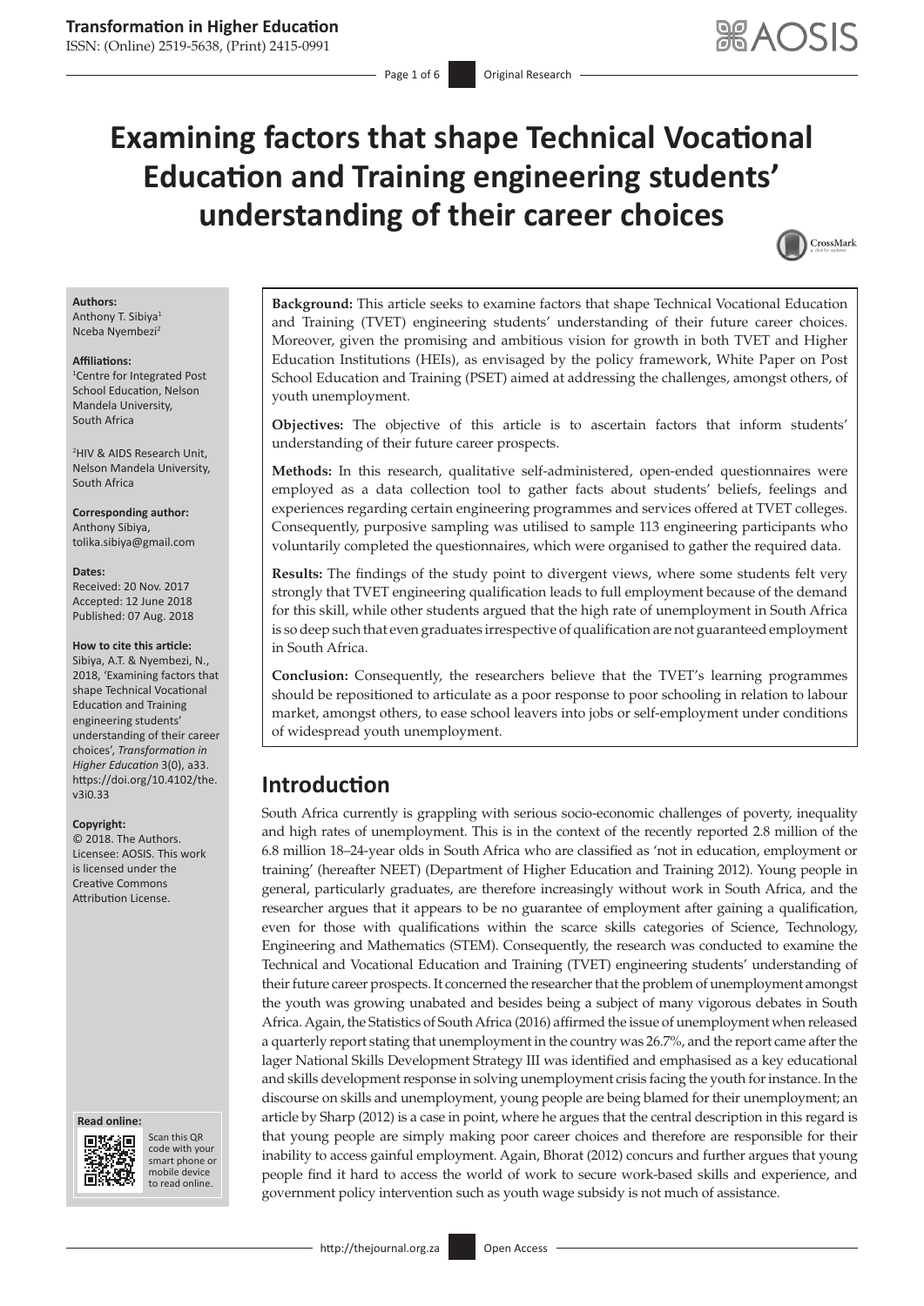# Examining factors that shape Technical Vocational Education and Training engineering students' understanding of their career choices

**Authors:**
Anthony T. Sibiya[1]
Nceba Nyembezi[2]

**Affiliations:**
[1]Centre for Integrated Post School Education, Nelson Mandela University, South Africa

[2]HIV & AIDS Research Unit, Nelson Mandela University, South Africa

**Corresponding author:**
Anthony Sibiya,
tolika.sibiya@gmail.com

**Dates:**
Received: 20 Nov. 2017
Accepted: 12 June 2018
Published: 07 Aug. 2018

**How to cite this article:**
Sibiya, A.T. & Nyembezi, N., 2018, 'Examining factors that shape Technical Vocational Education and Training engineering students' understanding of their career choices', *Transformation in Higher Education* 3(0), a33. https://doi.org/10.4102/the.v3i0.33

**Copyright:**
© 2018. The Authors. Licensee: AOSIS. This work is licensed under the Creative Commons Attribution License.

**Background:** This article seeks to examine factors that shape Technical Vocational Education and Training (TVET) engineering students' understanding of their future career choices. Moreover, given the promising and ambitious vision for growth in both TVET and Higher Education Institutions (HEIs), as envisaged by the policy framework, White Paper on Post School Education and Training (PSET) aimed at addressing the challenges, amongst others, of youth unemployment.

**Objectives:** The objective of this article is to ascertain factors that inform students' understanding of their future career prospects.

**Methods:** In this research, qualitative self-administered, open-ended questionnaires were employed as a data collection tool to gather facts about students' beliefs, feelings and experiences regarding certain engineering programmes and services offered at TVET colleges. Consequently, purposive sampling was utilised to sample 113 engineering participants who voluntarily completed the questionnaires, which were organised to gather the required data.

**Results:** The findings of the study point to divergent views, where some students felt very strongly that TVET engineering qualification leads to full employment because of the demand for this skill, while other students argued that the high rate of unemployment in South Africa is so deep such that even graduates irrespective of qualification are not guaranteed employment in South Africa.

**Conclusion:** Consequently, the researchers believe that the TVET's learning programmes should be repositioned to articulate as a poor response to poor schooling in relation to labour market, amongst others, to ease school leavers into jobs or self-employment under conditions of widespread youth unemployment.

## Introduction

South Africa currently is grappling with serious socio-economic challenges of poverty, inequality and high rates of unemployment. This is in the context of the recently reported 2.8 million of the 6.8 million 18–24-year olds in South Africa who are classified as 'not in education, employment or training' (hereafter NEET) (Department of Higher Education and Training 2012). Young people in general, particularly graduates, are therefore increasingly without work in South Africa, and the researcher argues that it appears to be no guarantee of employment after gaining a qualification, even for those with qualifications within the scarce skills categories of Science, Technology, Engineering and Mathematics (STEM). Consequently, the research was conducted to examine the Technical and Vocational Education and Training (TVET) engineering students' understanding of their future career prospects. It concerned the researcher that the problem of unemployment amongst the youth was growing unabated and besides being a subject of many vigorous debates in South Africa. Again, the Statistics of South Africa (2016) affirmed the issue of unemployment when released a quarterly report stating that unemployment in the country was 26.7%, and the report came after the lager National Skills Development Strategy III was identified and emphasised as a key educational and skills development response in solving unemployment crisis facing the youth for instance. In the discourse on skills and unemployment, young people are being blamed for their unemployment; an article by Sharp (2012) is a case in point, where he argues that the central description in this regard is that young people are simply making poor career choices and therefore are responsible for their inability to access gainful employment. Again, Bhorat (2012) concurs and further argues that young people find it hard to access the world of work to secure work-based skills and experience, and government policy intervention such as youth wage subsidy is not much of assistance.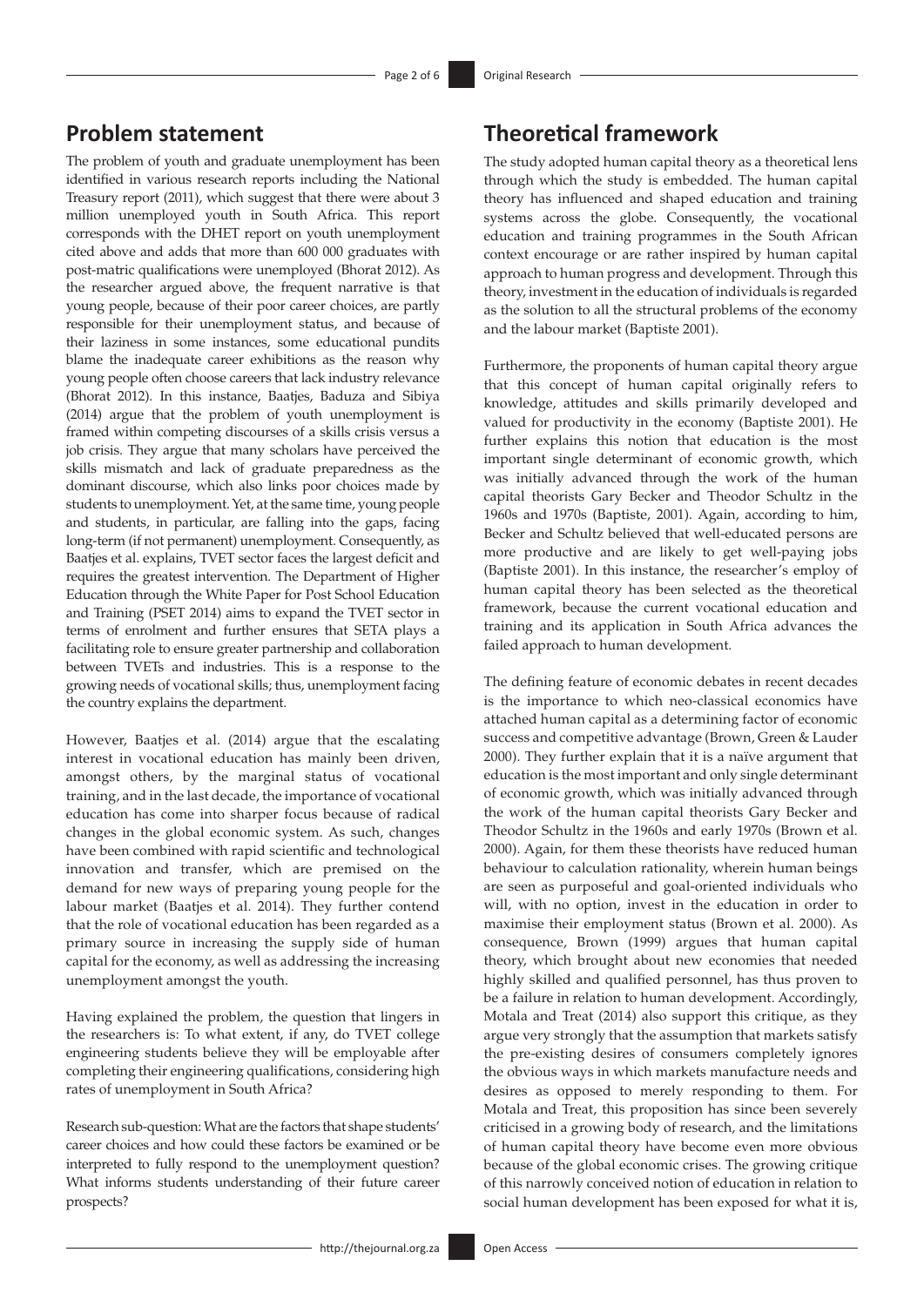## Problem statement

The problem of youth and graduate unemployment has been identified in various research reports including the National Treasury report (2011), which suggest that there were about 3 million unemployed youth in South Africa. This report corresponds with the DHET report on youth unemployment cited above and adds that more than 600 000 graduates with post-matric qualifications were unemployed (Bhorat 2012). As the researcher argued above, the frequent narrative is that young people, because of their poor career choices, are partly responsible for their unemployment status, and because of their laziness in some instances, some educational pundits blame the inadequate career exhibitions as the reason why young people often choose careers that lack industry relevance (Bhorat 2012). In this instance, Baatjes, Baduza and Sibiya (2014) argue that the problem of youth unemployment is framed within competing discourses of a skills crisis versus a job crisis. They argue that many scholars have perceived the skills mismatch and lack of graduate preparedness as the dominant discourse, which also links poor choices made by students to unemployment. Yet, at the same time, young people and students, in particular, are falling into the gaps, facing long-term (if not permanent) unemployment. Consequently, as Baatjes et al. explains, TVET sector faces the largest deficit and requires the greatest intervention. The Department of Higher Education through the White Paper for Post School Education and Training (PSET 2014) aims to expand the TVET sector in terms of enrolment and further ensures that SETA plays a facilitating role to ensure greater partnership and collaboration between TVETs and industries. This is a response to the growing needs of vocational skills; thus, unemployment facing the country explains the department.

However, Baatjes et al. (2014) argue that the escalating interest in vocational education has mainly been driven, amongst others, by the marginal status of vocational training, and in the last decade, the importance of vocational education has come into sharper focus because of radical changes in the global economic system. As such, changes have been combined with rapid scientific and technological innovation and transfer, which are premised on the demand for new ways of preparing young people for the labour market (Baatjes et al. 2014). They further contend that the role of vocational education has been regarded as a primary source in increasing the supply side of human capital for the economy, as well as addressing the increasing unemployment amongst the youth.

Having explained the problem, the question that lingers in the researchers is: To what extent, if any, do TVET college engineering students believe they will be employable after completing their engineering qualifications, considering high rates of unemployment in South Africa?

Research sub-question: What are the factors that shape students' career choices and how could these factors be examined or be interpreted to fully respond to the unemployment question? What informs students understanding of their future career prospects?

## Theoretical framework

The study adopted human capital theory as a theoretical lens through which the study is embedded. The human capital theory has influenced and shaped education and training systems across the globe. Consequently, the vocational education and training programmes in the South African context encourage or are rather inspired by human capital approach to human progress and development. Through this theory, investment in the education of individuals is regarded as the solution to all the structural problems of the economy and the labour market (Baptiste 2001).

Furthermore, the proponents of human capital theory argue that this concept of human capital originally refers to knowledge, attitudes and skills primarily developed and valued for productivity in the economy (Baptiste 2001). He further explains this notion that education is the most important single determinant of economic growth, which was initially advanced through the work of the human capital theorists Gary Becker and Theodor Schultz in the 1960s and 1970s (Baptiste, 2001). Again, according to him, Becker and Schultz believed that well-educated persons are more productive and are likely to get well-paying jobs (Baptiste 2001). In this instance, the researcher's employ of human capital theory has been selected as the theoretical framework, because the current vocational education and training and its application in South Africa advances the failed approach to human development.

The defining feature of economic debates in recent decades is the importance to which neo-classical economics have attached human capital as a determining factor of economic success and competitive advantage (Brown, Green & Lauder 2000). They further explain that it is a naïve argument that education is the most important and only single determinant of economic growth, which was initially advanced through the work of the human capital theorists Gary Becker and Theodor Schultz in the 1960s and early 1970s (Brown et al. 2000). Again, for them these theorists have reduced human behaviour to calculation rationality, wherein human beings are seen as purposeful and goal-oriented individuals who will, with no option, invest in the education in order to maximise their employment status (Brown et al. 2000). As consequence, Brown (1999) argues that human capital theory, which brought about new economies that needed highly skilled and qualified personnel, has thus proven to be a failure in relation to human development. Accordingly, Motala and Treat (2014) also support this critique, as they argue very strongly that the assumption that markets satisfy the pre-existing desires of consumers completely ignores the obvious ways in which markets manufacture needs and desires as opposed to merely responding to them. For Motala and Treat, this proposition has since been severely criticised in a growing body of research, and the limitations of human capital theory have become even more obvious because of the global economic crises. The growing critique of this narrowly conceived notion of education in relation to social human development has been exposed for what it is,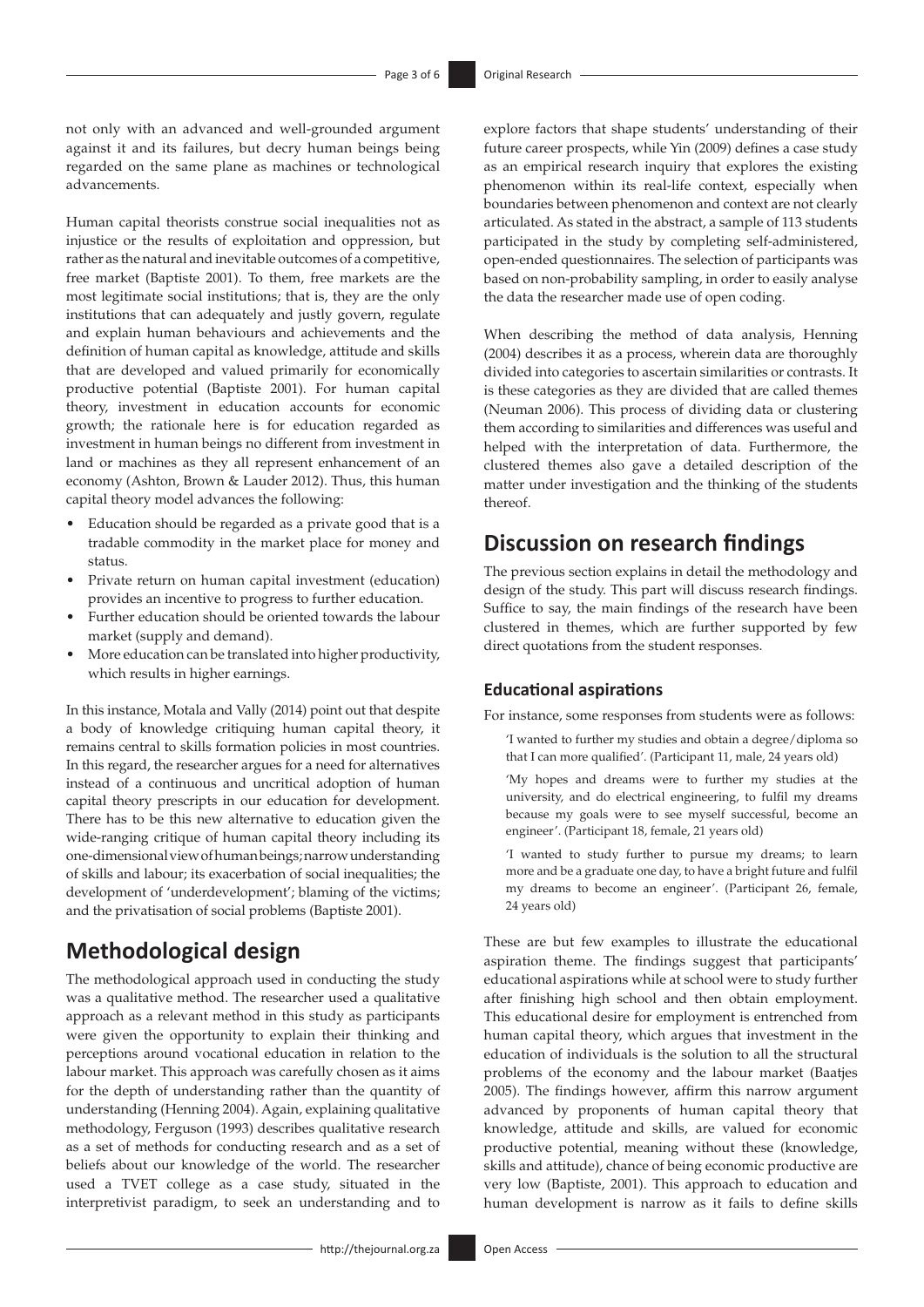not only with an advanced and well-grounded argument against it and its failures, but decry human beings being regarded on the same plane as machines or technological advancements.

Human capital theorists construe social inequalities not as injustice or the results of exploitation and oppression, but rather as the natural and inevitable outcomes of a competitive, free market (Baptiste 2001). To them, free markets are the most legitimate social institutions; that is, they are the only institutions that can adequately and justly govern, regulate and explain human behaviours and achievements and the definition of human capital as knowledge, attitude and skills that are developed and valued primarily for economically productive potential (Baptiste 2001). For human capital theory, investment in education accounts for economic growth; the rationale here is for education regarded as investment in human beings no different from investment in land or machines as they all represent enhancement of an economy (Ashton, Brown & Lauder 2012). Thus, this human capital theory model advances the following:

- Education should be regarded as a private good that is a tradable commodity in the market place for money and status.
- Private return on human capital investment (education) provides an incentive to progress to further education.
- Further education should be oriented towards the labour market (supply and demand).
- More education can be translated into higher productivity, which results in higher earnings.

In this instance, Motala and Vally (2014) point out that despite a body of knowledge critiquing human capital theory, it remains central to skills formation policies in most countries. In this regard, the researcher argues for a need for alternatives instead of a continuous and uncritical adoption of human capital theory prescripts in our education for development. There has to be this new alternative to education given the wide-ranging critique of human capital theory including its one-dimensional view of human beings; narrow understanding of skills and labour; its exacerbation of social inequalities; the development of 'underdevelopment'; blaming of the victims; and the privatisation of social problems (Baptiste 2001).

## Methodological design

The methodological approach used in conducting the study was a qualitative method. The researcher used a qualitative approach as a relevant method in this study as participants were given the opportunity to explain their thinking and perceptions around vocational education in relation to the labour market. This approach was carefully chosen as it aims for the depth of understanding rather than the quantity of understanding (Henning 2004). Again, explaining qualitative methodology, Ferguson (1993) describes qualitative research as a set of methods for conducting research and as a set of beliefs about our knowledge of the world. The researcher used a TVET college as a case study, situated in the interpretivist paradigm, to seek an understanding and to explore factors that shape students' understanding of their future career prospects, while Yin (2009) defines a case study as an empirical research inquiry that explores the existing phenomenon within its real-life context, especially when boundaries between phenomenon and context are not clearly articulated. As stated in the abstract, a sample of 113 students participated in the study by completing self-administered, open-ended questionnaires. The selection of participants was based on non-probability sampling, in order to easily analyse the data the researcher made use of open coding.

When describing the method of data analysis, Henning (2004) describes it as a process, wherein data are thoroughly divided into categories to ascertain similarities or contrasts. It is these categories as they are divided that are called themes (Neuman 2006). This process of dividing data or clustering them according to similarities and differences was useful and helped with the interpretation of data. Furthermore, the clustered themes also gave a detailed description of the matter under investigation and the thinking of the students thereof.

## Discussion on research findings

The previous section explains in detail the methodology and design of the study. This part will discuss research findings. Suffice to say, the main findings of the research have been clustered in themes, which are further supported by few direct quotations from the student responses.

### Educational aspirations

For instance, some responses from students were as follows:

> 'I wanted to further my studies and obtain a degree/diploma so that I can more qualified'. (Participant 11, male, 24 years old)

> 'My hopes and dreams were to further my studies at the university, and do electrical engineering, to fulfil my dreams because my goals were to see myself successful, become an engineer'. (Participant 18, female, 21 years old)

> 'I wanted to study further to pursue my dreams; to learn more and be a graduate one day, to have a bright future and fulfil my dreams to become an engineer'. (Participant 26, female, 24 years old)

These are but few examples to illustrate the educational aspiration theme. The findings suggest that participants' educational aspirations while at school were to study further after finishing high school and then obtain employment. This educational desire for employment is entrenched from human capital theory, which argues that investment in the education of individuals is the solution to all the structural problems of the economy and the labour market (Baatjes 2005). The findings however, affirm this narrow argument advanced by proponents of human capital theory that knowledge, attitude and skills, are valued for economic productive potential, meaning without these (knowledge, skills and attitude), chance of being economic productive are very low (Baptiste, 2001). This approach to education and human development is narrow as it fails to define skills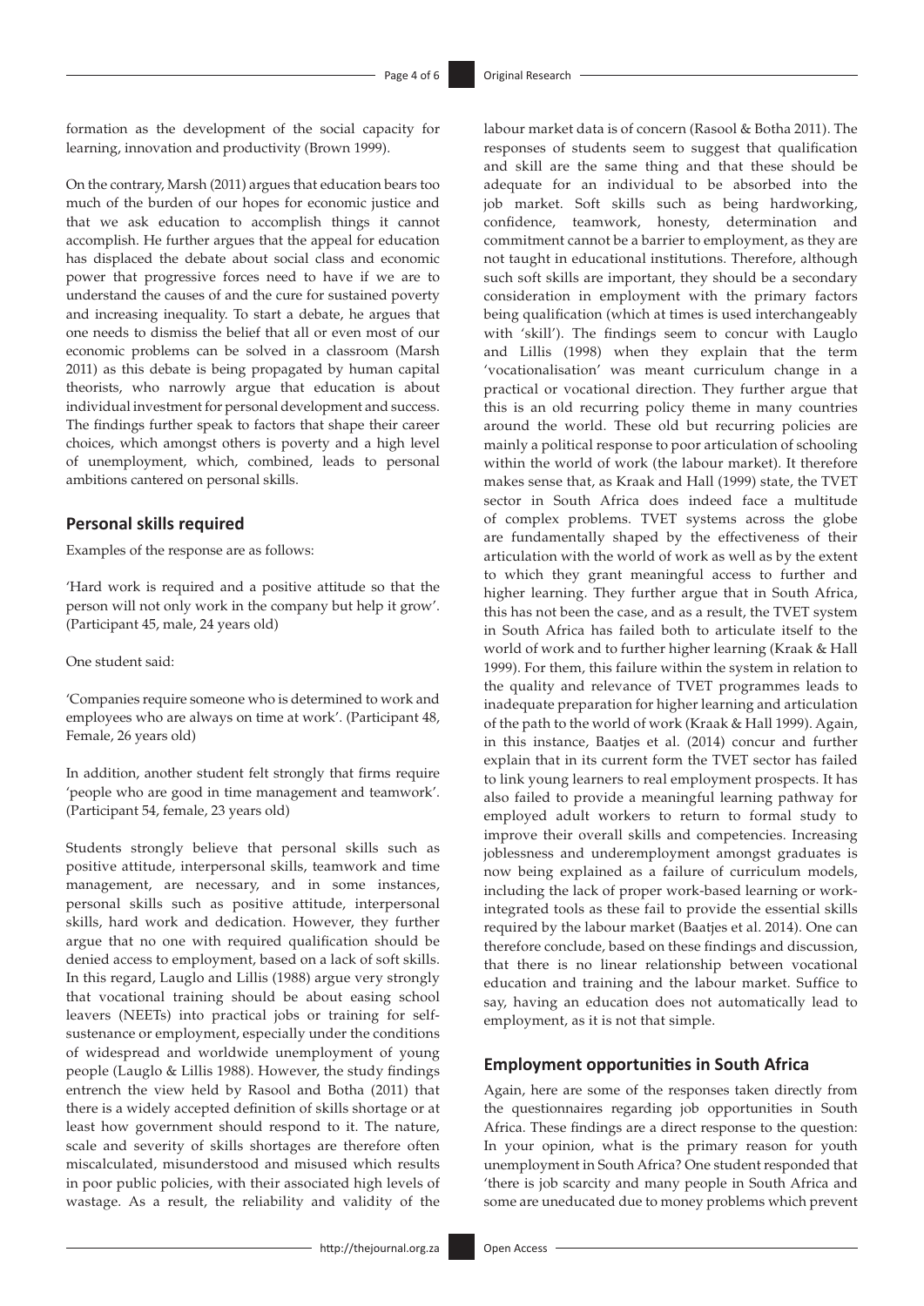formation as the development of the social capacity for learning, innovation and productivity (Brown 1999).

On the contrary, Marsh (2011) argues that education bears too much of the burden of our hopes for economic justice and that we ask education to accomplish things it cannot accomplish. He further argues that the appeal for education has displaced the debate about social class and economic power that progressive forces need to have if we are to understand the causes of and the cure for sustained poverty and increasing inequality. To start a debate, he argues that one needs to dismiss the belief that all or even most of our economic problems can be solved in a classroom (Marsh 2011) as this debate is being propagated by human capital theorists, who narrowly argue that education is about individual investment for personal development and success. The findings further speak to factors that shape their career choices, which amongst others is poverty and a high level of unemployment, which, combined, leads to personal ambitions cantered on personal skills.

## Personal skills required

Examples of the response are as follows:

'Hard work is required and a positive attitude so that the person will not only work in the company but help it grow'. (Participant 45, male, 24 years old)

One student said:

'Companies require someone who is determined to work and employees who are always on time at work'. (Participant 48, Female, 26 years old)

In addition, another student felt strongly that firms require 'people who are good in time management and teamwork'. (Participant 54, female, 23 years old)

Students strongly believe that personal skills such as positive attitude, interpersonal skills, teamwork and time management, are necessary, and in some instances, personal skills such as positive attitude, interpersonal skills, hard work and dedication. However, they further argue that no one with required qualification should be denied access to employment, based on a lack of soft skills. In this regard, Lauglo and Lillis (1988) argue very strongly that vocational training should be about easing school leavers (NEETs) into practical jobs or training for self-sustenance or employment, especially under the conditions of widespread and worldwide unemployment of young people (Lauglo & Lillis 1988). However, the study findings entrench the view held by Rasool and Botha (2011) that there is a widely accepted definition of skills shortage or at least how government should respond to it. The nature, scale and severity of skills shortages are therefore often miscalculated, misunderstood and misused which results in poor public policies, with their associated high levels of wastage. As a result, the reliability and validity of the labour market data is of concern (Rasool & Botha 2011). The responses of students seem to suggest that qualification and skill are the same thing and that these should be adequate for an individual to be absorbed into the job market. Soft skills such as being hardworking, confidence, teamwork, honesty, determination and commitment cannot be a barrier to employment, as they are not taught in educational institutions. Therefore, although such soft skills are important, they should be a secondary consideration in employment with the primary factors being qualification (which at times is used interchangeably with 'skill'). The findings seem to concur with Lauglo and Lillis (1998) when they explain that the term 'vocationalisation' was meant curriculum change in a practical or vocational direction. They further argue that this is an old recurring policy theme in many countries around the world. These old but recurring policies are mainly a political response to poor articulation of schooling within the world of work (the labour market). It therefore makes sense that, as Kraak and Hall (1999) state, the TVET sector in South Africa does indeed face a multitude of complex problems. TVET systems across the globe are fundamentally shaped by the effectiveness of their articulation with the world of work as well as by the extent to which they grant meaningful access to further and higher learning. They further argue that in South Africa, this has not been the case, and as a result, the TVET system in South Africa has failed both to articulate itself to the world of work and to further higher learning (Kraak & Hall 1999). For them, this failure within the system in relation to the quality and relevance of TVET programmes leads to inadequate preparation for higher learning and articulation of the path to the world of work (Kraak & Hall 1999). Again, in this instance, Baatjes et al. (2014) concur and further explain that in its current form the TVET sector has failed to link young learners to real employment prospects. It has also failed to provide a meaningful learning pathway for employed adult workers to return to formal study to improve their overall skills and competencies. Increasing joblessness and underemployment amongst graduates is now being explained as a failure of curriculum models, including the lack of proper work-based learning or work-integrated tools as these fail to provide the essential skills required by the labour market (Baatjes et al. 2014). One can therefore conclude, based on these findings and discussion, that there is no linear relationship between vocational education and training and the labour market. Suffice to say, having an education does not automatically lead to employment, as it is not that simple.

## Employment opportunities in South Africa

Again, here are some of the responses taken directly from the questionnaires regarding job opportunities in South Africa. These findings are a direct response to the question: In your opinion, what is the primary reason for youth unemployment in South Africa? One student responded that 'there is job scarcity and many people in South Africa and some are uneducated due to money problems which prevent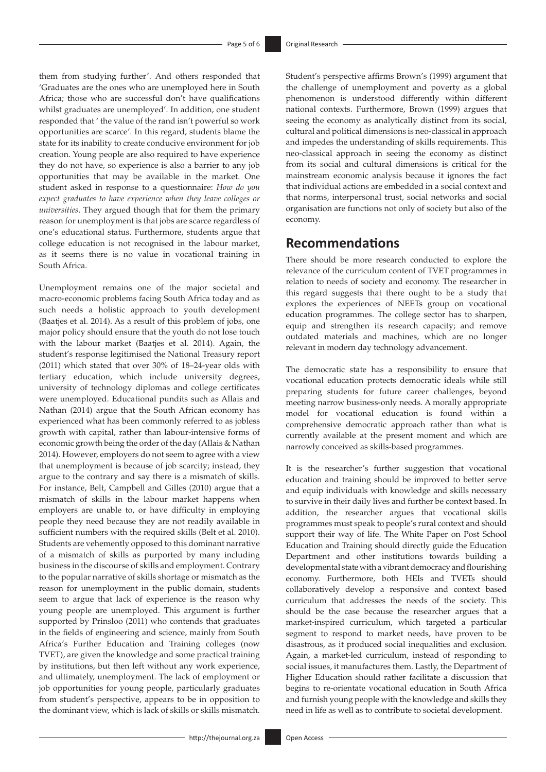them from studying further'. And others responded that 'Graduates are the ones who are unemployed here in South Africa; those who are successful don't have qualifications whilst graduates are unemployed'. In addition, one student responded that ' the value of the rand isn't powerful so work opportunities are scarce'. In this regard, students blame the state for its inability to create conducive environment for job creation. Young people are also required to have experience they do not have, so experience is also a barrier to any job opportunities that may be available in the market. One student asked in response to a questionnaire: *How do you expect graduates to have experience when they leave colleges or universities.* They argued though that for them the primary reason for unemployment is that jobs are scarce regardless of one's educational status. Furthermore, students argue that college education is not recognised in the labour market, as it seems there is no value in vocational training in South Africa.

Unemployment remains one of the major societal and macro-economic problems facing South Africa today and as such needs a holistic approach to youth development (Baatjes et al. 2014). As a result of this problem of jobs, one major policy should ensure that the youth do not lose touch with the labour market (Baatjes et al. 2014). Again, the student's response legitimised the National Treasury report (2011) which stated that over 30% of 18–24-year olds with tertiary education, which include university degrees, university of technology diplomas and college certificates were unemployed. Educational pundits such as Allais and Nathan (2014) argue that the South African economy has experienced what has been commonly referred to as jobless growth with capital, rather than labour-intensive forms of economic growth being the order of the day (Allais & Nathan 2014). However, employers do not seem to agree with a view that unemployment is because of job scarcity; instead, they argue to the contrary and say there is a mismatch of skills. For instance, Belt, Campbell and Gilles (2010) argue that a mismatch of skills in the labour market happens when employers are unable to, or have difficulty in employing people they need because they are not readily available in sufficient numbers with the required skills (Belt et al. 2010). Students are vehemently opposed to this dominant narrative of a mismatch of skills as purported by many including business in the discourse of skills and employment. Contrary to the popular narrative of skills shortage or mismatch as the reason for unemployment in the public domain, students seem to argue that lack of experience is the reason why young people are unemployed. This argument is further supported by Prinsloo (2011) who contends that graduates in the fields of engineering and science, mainly from South Africa's Further Education and Training colleges (now TVET), are given the knowledge and some practical training by institutions, but then left without any work experience, and ultimately, unemployment. The lack of employment or job opportunities for young people, particularly graduates from student's perspective, appears to be in opposition to the dominant view, which is lack of skills or skills mismatch.

Student's perspective affirms Brown's (1999) argument that the challenge of unemployment and poverty as a global phenomenon is understood differently within different national contexts. Furthermore, Brown (1999) argues that seeing the economy as analytically distinct from its social, cultural and political dimensions is neo-classical in approach and impedes the understanding of skills requirements. This neo-classical approach in seeing the economy as distinct from its social and cultural dimensions is critical for the mainstream economic analysis because it ignores the fact that individual actions are embedded in a social context and that norms, interpersonal trust, social networks and social organisation are functions not only of society but also of the economy.

## Recommendations

There should be more research conducted to explore the relevance of the curriculum content of TVET programmes in relation to needs of society and economy. The researcher in this regard suggests that there ought to be a study that explores the experiences of NEETs group on vocational education programmes. The college sector has to sharpen, equip and strengthen its research capacity; and remove outdated materials and machines, which are no longer relevant in modern day technology advancement.

The democratic state has a responsibility to ensure that vocational education protects democratic ideals while still preparing students for future career challenges, beyond meeting narrow business-only needs. A morally appropriate model for vocational education is found within a comprehensive democratic approach rather than what is currently available at the present moment and which are narrowly conceived as skills-based programmes.

It is the researcher's further suggestion that vocational education and training should be improved to better serve and equip individuals with knowledge and skills necessary to survive in their daily lives and further be context based. In addition, the researcher argues that vocational skills programmes must speak to people's rural context and should support their way of life. The White Paper on Post School Education and Training should directly guide the Education Department and other institutions towards building a developmental state with a vibrant democracy and flourishing economy. Furthermore, both HEIs and TVETs should collaboratively develop a responsive and context based curriculum that addresses the needs of the society. This should be the case because the researcher argues that a market-inspired curriculum, which targeted a particular segment to respond to market needs, have proven to be disastrous, as it produced social inequalities and exclusion. Again, a market-led curriculum, instead of responding to social issues, it manufactures them. Lastly, the Department of Higher Education should rather facilitate a discussion that begins to re-orientate vocational education in South Africa and furnish young people with the knowledge and skills they need in life as well as to contribute to societal development.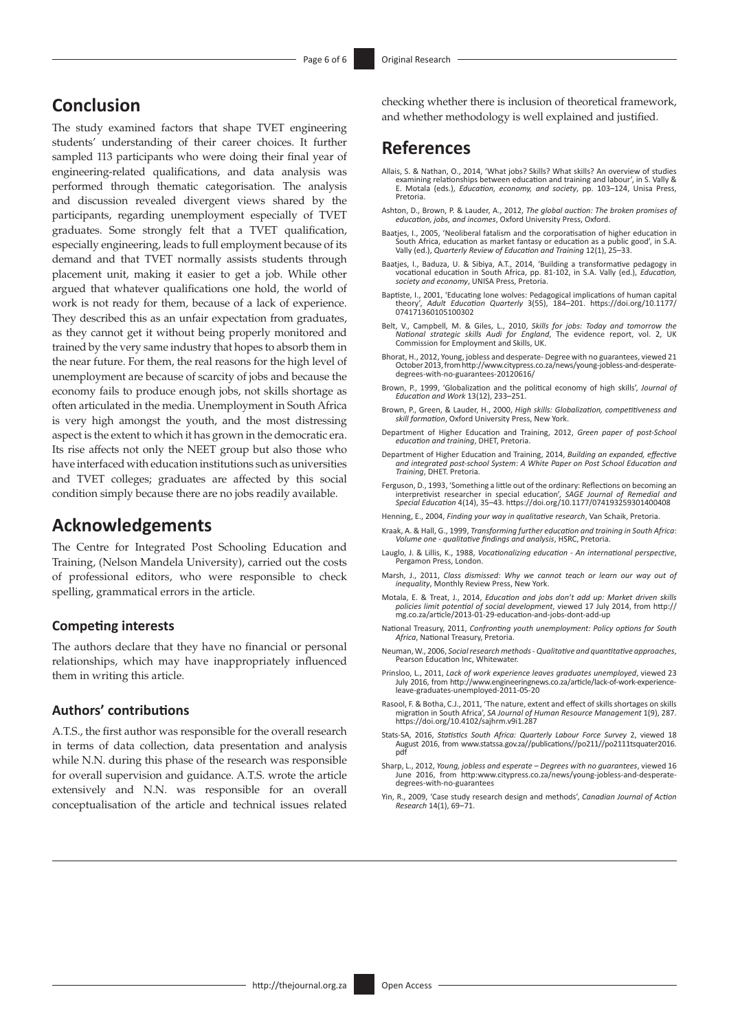## Conclusion

The study examined factors that shape TVET engineering students' understanding of their career choices. It further sampled 113 participants who were doing their final year of engineering-related qualifications, and data analysis was performed through thematic categorisation. The analysis and discussion revealed divergent views shared by the participants, regarding unemployment especially of TVET graduates. Some strongly felt that a TVET qualification, especially engineering, leads to full employment because of its demand and that TVET normally assists students through placement unit, making it easier to get a job. While other argued that whatever qualifications one hold, the world of work is not ready for them, because of a lack of experience. They described this as an unfair expectation from graduates, as they cannot get it without being properly monitored and trained by the very same industry that hopes to absorb them in the near future. For them, the real reasons for the high level of unemployment are because of scarcity of jobs and because the economy fails to produce enough jobs, not skills shortage as often articulated in the media. Unemployment in South Africa is very high amongst the youth, and the most distressing aspect is the extent to which it has grown in the democratic era. Its rise affects not only the NEET group but also those who have interfaced with education institutions such as universities and TVET colleges; graduates are affected by this social condition simply because there are no jobs readily available.

## Acknowledgements

The Centre for Integrated Post Schooling Education and Training, (Nelson Mandela University), carried out the costs of professional editors, who were responsible to check spelling, grammatical errors in the article.

### Competing interests

The authors declare that they have no financial or personal relationships, which may have inappropriately influenced them in writing this article.

### Authors' contributions

A.T.S., the first author was responsible for the overall research in terms of data collection, data presentation and analysis while N.N. during this phase of the research was responsible for overall supervision and guidance. A.T.S. wrote the article extensively and N.N. was responsible for an overall conceptualisation of the article and technical issues related checking whether there is inclusion of theoretical framework, and whether methodology is well explained and justified.

## References

Allais, S. & Nathan, O., 2014, 'What jobs? Skills? What skills? An overview of studies examining relationships between education and training and labour', in S. Vally & E. Motala (eds.), *Education, economy, and society*, pp. 103–124, Unisa Press, Pretoria.

Ashton, D., Brown, P. & Lauder, A., 2012, *The global auction: The broken promises of education, jobs, and incomes*, Oxford University Press, Oxford.

Baatjes, I., 2005, 'Neoliberal fatalism and the corporatisation of higher education in South Africa, education as market fantasy or education as a public good', in S.A. Vally (ed.), *Quarterly Review of Education and Training* 12(1), 25–33.

Baatjes, I., Baduza, U. & Sibiya, A.T., 2014, 'Building a transformative pedagogy in vocational education in South Africa, pp. 81-102, in S.A. Vally (ed.), *Education, society and economy*, UNISA Press, Pretoria.

Baptiste, I., 2001, 'Educating lone wolves: Pedagogical implications of human capital theory', *Adult Education Quarterly* 3(55), 184–201. https://doi.org/10.1177/074171360105100302

Belt, V., Campbell, M. & Giles, L., 2010, *Skills for jobs: Today and tomorrow the National strategic skills Audi for England*, The evidence report, vol. 2, UK Commission for Employment and Skills, UK.

Bhorat, H., 2012, Young, jobless and desperate- Degree with no guarantees, viewed 21 October 2013, from http://www.citypress.co.za/news/young-jobless-and-desperate-degrees-with-no-guarantees-20120616/

Brown, P., 1999, 'Globalization and the political economy of high skills', *Journal of Education and Work* 13(12), 233–251.

Brown, P., Green, & Lauder, H., 2000, *High skills: Globalization, competitiveness and skill formation*, Oxford University Press, New York.

Department of Higher Education and Training, 2012, *Green paper of post-School education and training*, DHET, Pretoria.

Department of Higher Education and Training, 2014, *Building an expanded, effective and integrated post-school System*: *A White Paper on Post School Education and Training*, DHET. Pretoria.

Ferguson, D., 1993, 'Something a little out of the ordinary: Reflections on becoming an interprevitist researcher in special education', *SAGE Journal of Remedial and Special Education* 4(14), 35–43. https://doi.org/10.1177/074193259301400408

Henning, E., 2004, *Finding your way in qualitative research*, Van Schaik, Pretoria.

Kraak, A. & Hall, G., 1999, *Transforming further education and training in South Africa*: *Volume one - qualitative findings and analysis*, HSRC, Pretoria.

Lauglo, J. & Lillis, K., 1988, *Vocationalizing education - An international perspective*, Pergamon Press, London.

Marsh, J., 2011, *Class dismissed: Why we cannot teach or learn our way out of inequality*, Monthly Review Press, New York.

Motala, E. & Treat, J., 2014, *Education and jobs don't add up: Market driven skills policies limit potential of social development*, viewed 17 July 2014, from http://mg.co.za/article/2013-01-29-education-and-jobs-dont-add-up

National Treasury, 2011, *Confronting youth unemployment: Policy options for South Africa*, National Treasury, Pretoria.

Neuman, W., 2006, *Social research methods - Qualitative and quantitative approaches*, Pearson Education Inc, Whitewater.

Prinsloo, L., 2011, *Lack of work experience leaves graduates unemployed*, viewed 23 July 2016, from http://www.engineeringnews.co.za/article/lack-of-work-experience-leave-graduates-unemployed-2011-05-20

Rasool, F. & Botha, C.J., 2011, 'The nature, extent and effect of skills shortages on skills migration in South Africa', *SA Journal of Human Resource Management* 1(9), 287. https://doi.org/10.4102/sajhrm.v9i1.287

Stats-SA, 2016, *Statistics South Africa: Quarterly Labour Force Survey* 2, viewed 18 August 2016, from www.statssa.gov.za//publications//po211//po2111tsquater2016.pdf

Sharp, L., 2012, *Young, jobless and esperate – Degrees with no guarantees*, viewed 16 June 2016, from http:www.citypress.co.za/news/young-jobless-and-desperate-degrees-with-no-guarantees

Yin, R., 2009, 'Case study research design and methods', *Canadian Journal of Action Research* 14(1), 69–71.